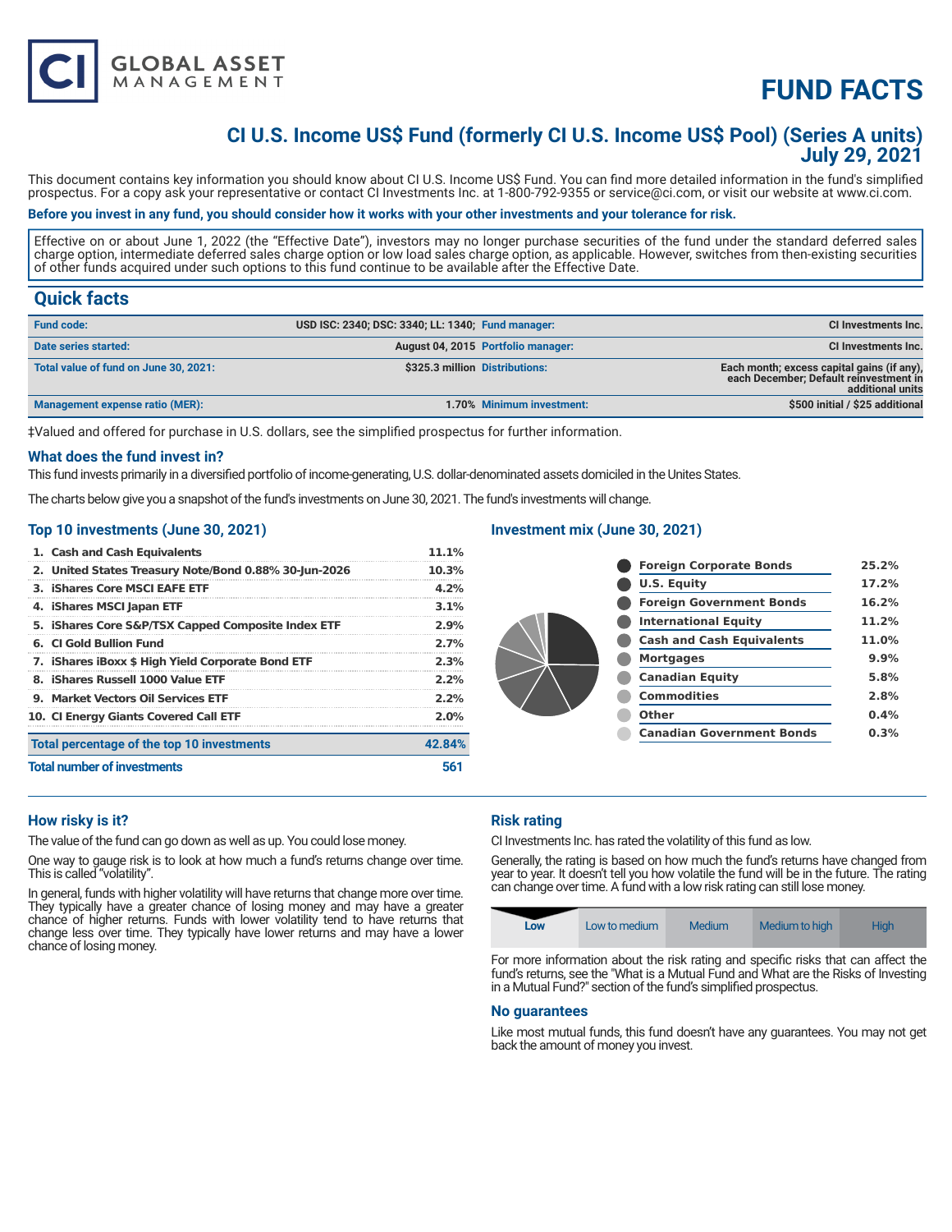CI GLOBAL ASSET MANAGEMENT

# FUND FACTS

## CI U.S. Income US$ Fund (formerly CI U.S. Income US$ Pool) (Series A units)
## July 29, 2021

This document contains key information you should know about CI U.S. Income US$ Fund. You can find more detailed information in the fund's simplified prospectus. For a copy ask your representative or contact CI Investments Inc. at 1-800-792-9355 or service@ci.com, or visit our website at www.ci.com.

**Before you invest in any fund, you should consider how it works with your other investments and your tolerance for risk.**

Effective on or about June 1, 2022 (the "Effective Date"), investors may no longer purchase securities of the fund under the standard deferred sales charge option, intermediate deferred sales charge option or low load sales charge option, as applicable. However, switches from then-existing securities of other funds acquired under such options to this fund continue to be available after the Effective Date.

## Quick facts

| | | | |
|---|---|---|---|
| **Fund code:** | USD ISC: 2340; DSC: 3340; LL: 1340; | **Fund manager:** | CI Investments Inc. |
| **Date series started:** | August 04, 2015 | **Portfolio manager:** | CI Investments Inc. |
| **Total value of fund on June 30, 2021:** | $325.3 million | **Distributions:** | Each month; excess capital gains (if any), each December; Default reinvestment in additional units |
| **Management expense ratio (MER):** | 1.70% | **Minimum investment:** | $500 initial / $25 additional |

‡Valued and offered for purchase in U.S. dollars, see the simplified prospectus for further information.

### What does the fund invest in?

This fund invests primarily in a diversified portfolio of income-generating, U.S. dollar-denominated assets domiciled in the Unites States.

The charts below give you a snapshot of the fund's investments on June 30, 2021. The fund's investments will change.

### Top 10 investments (June 30, 2021)

| | |
|---|---|
| 1. Cash and Cash Equivalents | 11.1% |
| 2. United States Treasury Note/Bond 0.88% 30-Jun-2026 | 10.3% |
| 3. iShares Core MSCI EAFE ETF | 4.2% |
| 4. iShares MSCI Japan ETF | 3.1% |
| 5. iShares Core S&P/TSX Capped Composite Index ETF | 2.9% |
| 6. CI Gold Bullion Fund | 2.7% |
| 7. iShares iBoxx $ High Yield Corporate Bond ETF | 2.3% |
| 8. iShares Russell 1000 Value ETF | 2.2% |
| 9. Market Vectors Oil Services ETF | 2.2% |
| 10. CI Energy Giants Covered Call ETF | 2.0% |
| **Total percentage of the top 10 investments** | **42.84%** |
| **Total number of investments** | **561** |

### Investment mix (June 30, 2021)

| | |
|---|---|
| Foreign Corporate Bonds | 25.2% |
| U.S. Equity | 17.2% |
| Foreign Government Bonds | 16.2% |
| International Equity | 11.2% |
| Cash and Cash Equivalents | 11.0% |
| Mortgages | 9.9% |
| Canadian Equity | 5.8% |
| Commodities | 2.8% |
| Other | 0.4% |
| Canadian Government Bonds | 0.3% |

### How risky is it?

The value of the fund can go down as well as up. You could lose money.

One way to gauge risk is to look at how much a fund's returns change over time. This is called "volatility".

In general, funds with higher volatility will have returns that change more over time. They typically have a greater chance of losing money and may have a greater chance of higher returns. Funds with lower volatility tend to have returns that change less over time. They typically have lower returns and may have a lower chance of losing money.

### Risk rating

CI Investments Inc. has rated the volatility of this fund as low.

Generally, the rating is based on how much the fund's returns have changed from year to year. It doesn't tell you how volatile the fund will be in the future. The rating can change over time. A fund with a low risk rating can still lose money.

| **Low** | Low to medium | Medium | Medium to high | High |
|---|---|---|---|---|

For more information about the risk rating and specific risks that can affect the fund's returns, see the "What is a Mutual Fund and What are the Risks of Investing in a Mutual Fund?" section of the fund's simplified prospectus.

### No guarantees

Like most mutual funds, this fund doesn't have any guarantees. You may not get back the amount of money you invest.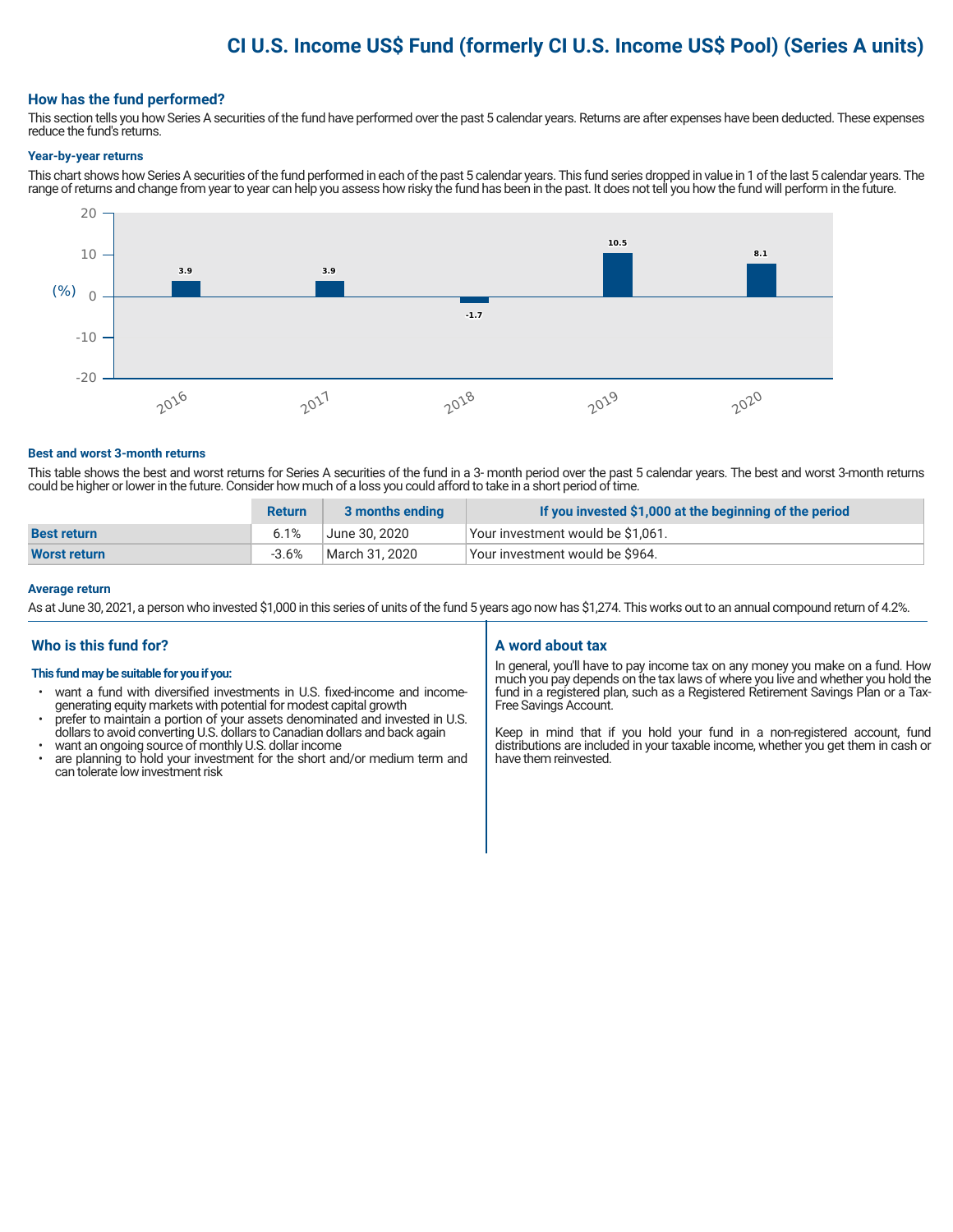# CI U.S. Income US$ Fund (formerly CI U.S. Income US$ Pool) (Series A units)

## How has the fund performed?

This section tells you how Series A securities of the fund have performed over the past 5 calendar years. Returns are after expenses have been deducted. These expenses reduce the fund's returns.

### Year-by-year returns

This chart shows how Series A securities of the fund performed in each of the past 5 calendar years. This fund series dropped in value in 1 of the last 5 calendar years. The range of returns and change from year to year can help you assess how risky the fund has been in the past. It does not tell you how the fund will perform in the future.

| Year | (%) |
|---|---|
| 2016 | 3.9 |
| 2017 | 3.9 |
| 2018 | -1.7 |
| 2019 | 10.5 |
| 2020 | 8.1 |

### Best and worst 3-month returns

This table shows the best and worst returns for Series A securities of the fund in a 3- month period over the past 5 calendar years. The best and worst 3-month returns could be higher or lower in the future. Consider how much of a loss you could afford to take in a short period of time.

| | Return | 3 months ending | If you invested $1,000 at the beginning of the period |
|---|---|---|---|
| **Best return** | 6.1% | June 30, 2020 | Your investment would be $1,061. |
| **Worst return** | -3.6% | March 31, 2020 | Your investment would be $964. |

### Average return

As at June 30, 2021, a person who invested $1,000 in this series of units of the fund 5 years ago now has $1,274. This works out to an annual compound return of 4.2%.

## Who is this fund for?

**This fund may be suitable for you if you:**

- want a fund with diversified investments in U.S. fixed-income and income-generating equity markets with potential for modest capital growth
- prefer to maintain a portion of your assets denominated and invested in U.S. dollars to avoid converting U.S. dollars to Canadian dollars and back again
- want an ongoing source of monthly U.S. dollar income
- are planning to hold your investment for the short and/or medium term and can tolerate low investment risk

## A word about tax

In general, you'll have to pay income tax on any money you make on a fund. How much you pay depends on the tax laws of where you live and whether you hold the fund in a registered plan, such as a Registered Retirement Savings Plan or a Tax-Free Savings Account.

Keep in mind that if you hold your fund in a non-registered account, fund distributions are included in your taxable income, whether you get them in cash or have them reinvested.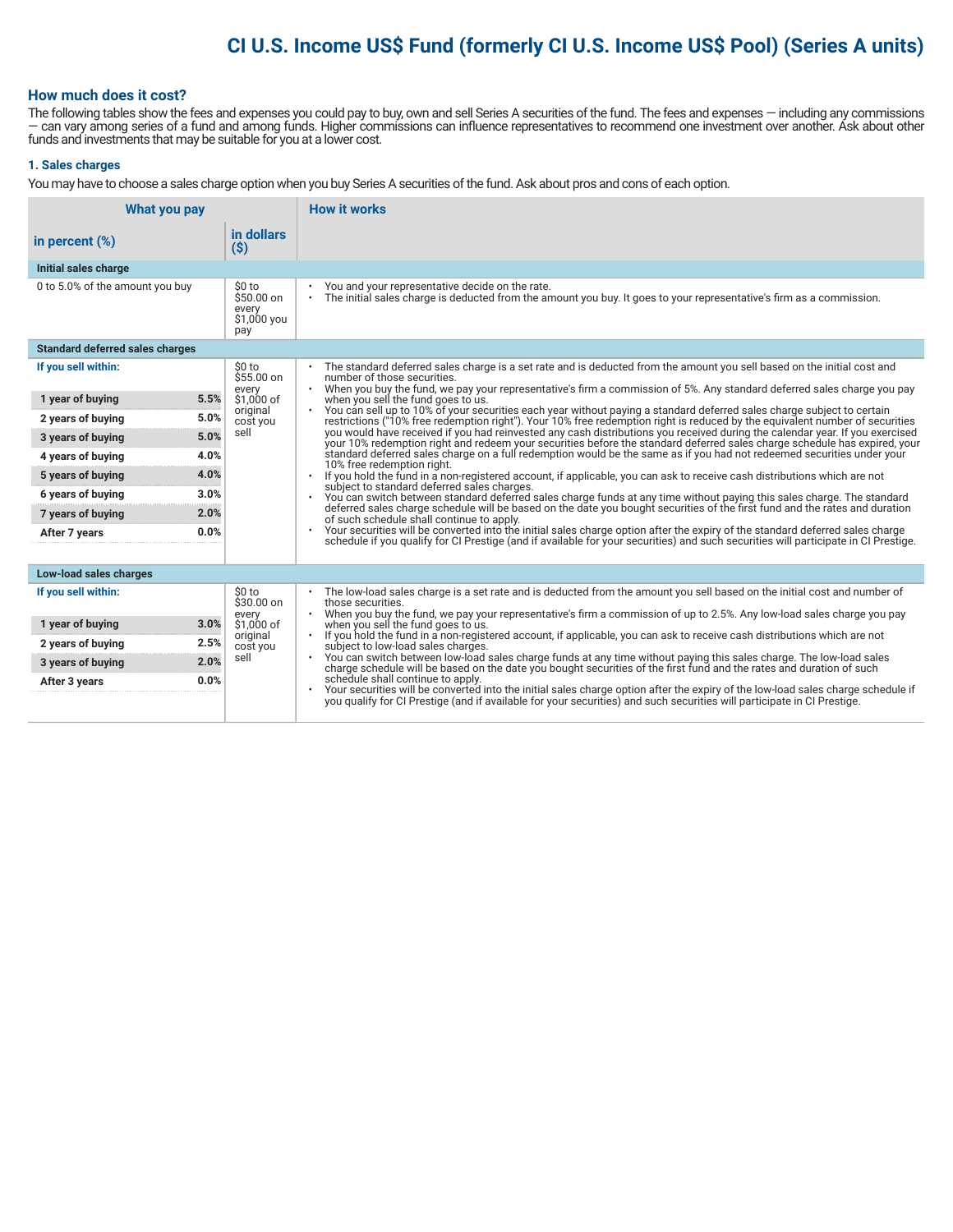# CI U.S. Income US$ Fund (formerly CI U.S. Income US$ Pool) (Series A units)

## How much does it cost?

The following tables show the fees and expenses you could pay to buy, own and sell Series A securities of the fund. The fees and expenses — including any commissions — can vary among series of a fund and among funds. Higher commissions can influence representatives to recommend one investment over another. Ask about other funds and investments that may be suitable for you at a lower cost.

### 1. Sales charges

You may have to choose a sales charge option when you buy Series A securities of the fund. Ask about pros and cons of each option.

| What you pay | | | How it works |
|---|---|---|---|
| **in percent (%)** | | **in dollars ($)** | |
| **Initial sales charge** | | | |
| 0 to 5.0% of the amount you buy | | $0 to $50.00 on every $1,000 you pay | • You and your representative decide on the rate.<br>• The initial sales charge is deducted from the amount you buy. It goes to your representative's firm as a commission. |
| **Standard deferred sales charges** | | | |
| **If you sell within:** | | $0 to $55.00 on every $1,000 of original cost you sell | • The standard deferred sales charge is a set rate and is deducted from the amount you sell based on the initial cost and number of those securities.<br>• When you buy the fund, we pay your representative's firm a commission of 5%. Any standard deferred sales charge you pay when you sell the fund goes to us.<br>• You can sell up to 10% of your securities each year without paying a standard deferred sales charge subject to certain restrictions ("10% free redemption right"). Your 10% free redemption right is reduced by the equivalent number of securities you would have received if you had reinvested any cash distributions you received during the calendar year. If you exercised your 10% redemption right and redeem your securities before the standard deferred sales charge schedule has expired, your standard deferred sales charge on a full redemption would be the same as if you had not redeemed securities under your 10% free redemption right.<br>• If you hold the fund in a non-registered account, if applicable, you can ask to receive cash distributions which are not subject to standard deferred sales charges.<br>• You can switch between standard deferred sales charge funds at any time without paying this sales charge. The standard deferred sales charge schedule will be based on the date you bought securities of the first fund and the rates and duration of such schedule shall continue to apply.<br>• Your securities will be converted into the initial sales charge option after the expiry of the standard deferred sales charge schedule if you qualify for CI Prestige (and if available for your securities) and such securities will participate in CI Prestige. |
| **1 year of buying** | **5.5%** | | |
| **2 years of buying** | **5.0%** | | |
| **3 years of buying** | **5.0%** | | |
| **4 years of buying** | **4.0%** | | |
| **5 years of buying** | **4.0%** | | |
| **6 years of buying** | **3.0%** | | |
| **7 years of buying** | **2.0%** | | |
| **After 7 years** | **0.0%** | | |
| **Low-load sales charges** | | | |
| **If you sell within:** | | $0 to $30.00 on every $1,000 of original cost you sell | • The low-load sales charge is a set rate and is deducted from the amount you sell based on the initial cost and number of those securities.<br>• When you buy the fund, we pay your representative's firm a commission of up to 2.5%. Any low-load sales charge you pay when you sell the fund goes to us.<br>• If you hold the fund in a non-registered account, if applicable, you can ask to receive cash distributions which are not subject to low-load sales charges.<br>• You can switch between low-load sales charge funds at any time without paying this sales charge. The low-load sales charge schedule will be based on the date you bought securities of the first fund and the rates and duration of such schedule shall continue to apply.<br>• Your securities will be converted into the initial sales charge option after the expiry of the low-load sales charge schedule if you qualify for CI Prestige (and if available for your securities) and such securities will participate in CI Prestige. |
| **1 year of buying** | **3.0%** | | |
| **2 years of buying** | **2.5%** | | |
| **3 years of buying** | **2.0%** | | |
| **After 3 years** | **0.0%** | | |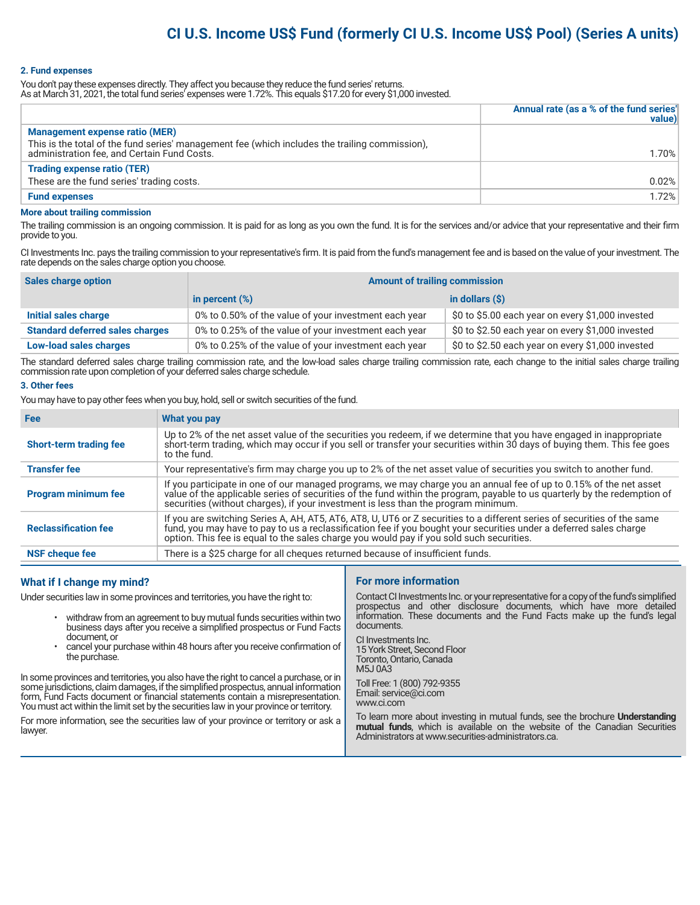# CI U.S. Income US$ Fund (formerly CI U.S. Income US$ Pool) (Series A units)

### 2. Fund expenses

You don't pay these expenses directly. They affect you because they reduce the fund series' returns.
As at March 31, 2021, the total fund series' expenses were 1.72%. This equals $17.20 for every $1,000 invested.

| | Annual rate (as a % of the fund series' value) |
|---|---|
| **Management expense ratio (MER)**<br>This is the total of the fund series' management fee (which includes the trailing commission), administration fee, and Certain Fund Costs. | 1.70% |
| **Trading expense ratio (TER)**<br>These are the fund series' trading costs. | 0.02% |
| **Fund expenses** | 1.72% |

#### More about trailing commission

The trailing commission is an ongoing commission. It is paid for as long as you own the fund. It is for the services and/or advice that your representative and their firm provide to you.

CI Investments Inc. pays the trailing commission to your representative's firm. It is paid from the fund's management fee and is based on the value of your investment. The rate depends on the sales charge option you choose.

| Sales charge option | Amount of trailing commission | |
|---|---|---|
| | in percent (%) | in dollars ($) |
| Initial sales charge | 0% to 0.50% of the value of your investment each year | $0 to $5.00 each year on every $1,000 invested |
| Standard deferred sales charges | 0% to 0.25% of the value of your investment each year | $0 to $2.50 each year on every $1,000 invested |
| Low-load sales charges | 0% to 0.25% of the value of your investment each year | $0 to $2.50 each year on every $1,000 invested |

The standard deferred sales charge trailing commission rate, and the low-load sales charge trailing commission rate, each change to the initial sales charge trailing commission rate upon completion of your deferred sales charge schedule.

### 3. Other fees

You may have to pay other fees when you buy, hold, sell or switch securities of the fund.

| Fee | What you pay |
|---|---|
| Short-term trading fee | Up to 2% of the net asset value of the securities you redeem, if we determine that you have engaged in inappropriate short-term trading, which may occur if you sell or transfer your securities within 30 days of buying them. This fee goes to the fund. |
| Transfer fee | Your representative's firm may charge you up to 2% of the net asset value of securities you switch to another fund. |
| Program minimum fee | If you participate in one of our managed programs, we may charge you an annual fee of up to 0.15% of the net asset value of the applicable series of securities of the fund within the program, payable to us quarterly by the redemption of securities (without charges), if your investment is less than the program minimum. |
| Reclassification fee | If you are switching Series A, AH, AT5, AT6, AT8, U, UT6 or Z securities to a different series of securities of the same fund, you may have to pay to us a reclassification fee if you bought your securities under a deferred sales charge option. This fee is equal to the sales charge you would pay if you sold such securities. |
| NSF cheque fee | There is a $25 charge for all cheques returned because of insufficient funds. |

## What if I change my mind?

Under securities law in some provinces and territories, you have the right to:

- withdraw from an agreement to buy mutual funds securities within two business days after you receive a simplified prospectus or Fund Facts document, or
- cancel your purchase within 48 hours after you receive confirmation of the purchase.

In some provinces and territories, you also have the right to cancel a purchase, or in some jurisdictions, claim damages, if the simplified prospectus, annual information form, Fund Facts document or financial statements contain a misrepresentation. You must act within the limit set by the securities law in your province or territory.

For more information, see the securities law of your province or territory or ask a lawyer.

## For more information

Contact CI Investments Inc. or your representative for a copy of the fund's simplified prospectus and other disclosure documents, which have more detailed information. These documents and the Fund Facts make up the fund's legal documents.

CI Investments Inc.
15 York Street, Second Floor
Toronto, Ontario, Canada
M5J 0A3

Toll Free: 1 (800) 792-9355
Email: service@ci.com
www.ci.com

To learn more about investing in mutual funds, see the brochure **Understanding mutual funds**, which is available on the website of the Canadian Securities Administrators at www.securities-administrators.ca.